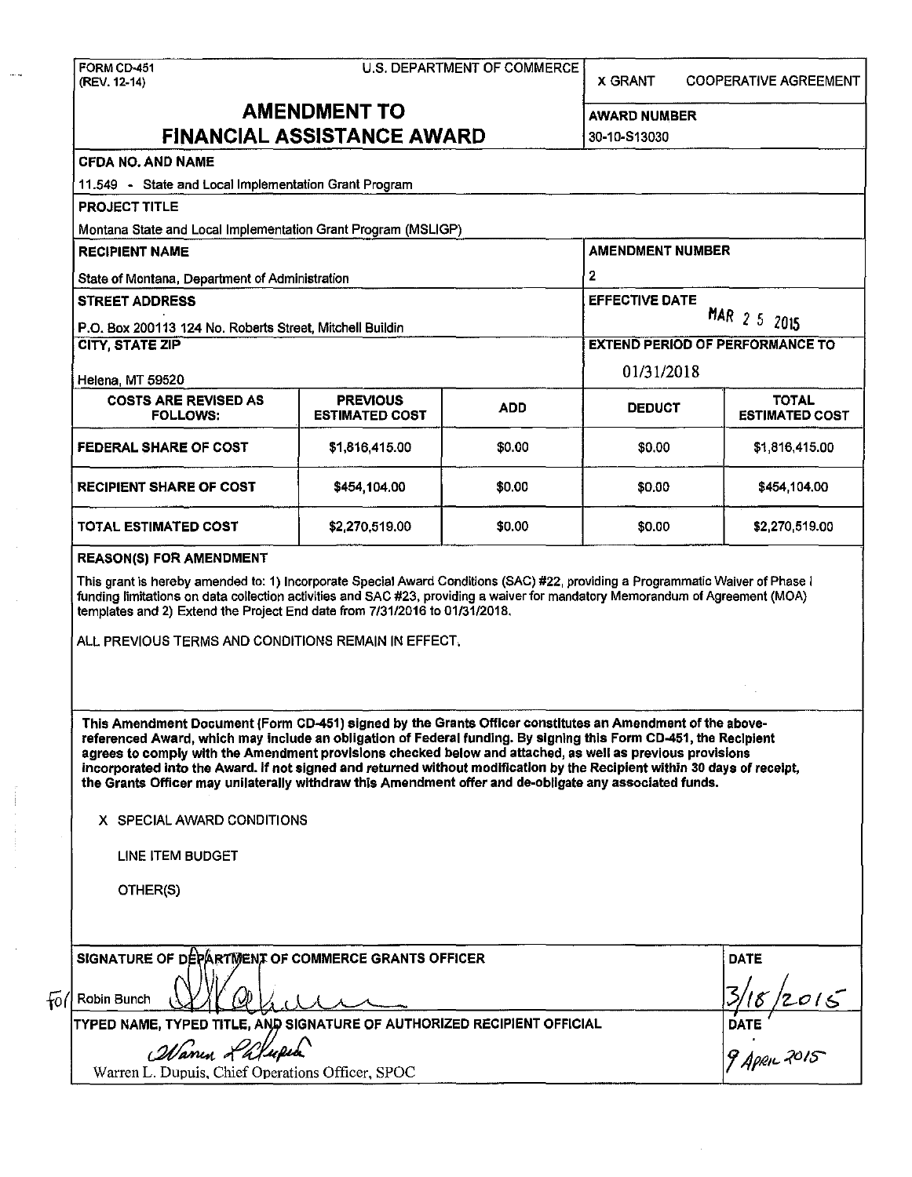FORM CD-451
(REV. 12-14)

U.S. DEPARTMENT OF COMMERCE

X GRANT　　COOPERATIVE AGREEMENT

# AMENDMENT TO FINANCIAL ASSISTANCE AWARD

**AWARD NUMBER**
30-10-S13030

**CFDA NO. AND NAME**
11.549 - State and Local Implementation Grant Program

**PROJECT TITLE**
Montana State and Local Implementation Grant Program (MSLIGP)

**RECIPIENT NAME**
State of Montana, Department of Administration

**AMENDMENT NUMBER**
2

**STREET ADDRESS**
P.O. Box 200113 124 No. Roberts Street, Mitchell Buildin

**EFFECTIVE DATE**
MAR 2 5 2015

**CITY, STATE ZIP**
Helena, MT 59520

**EXTEND PERIOD OF PERFORMANCE TO**
01/31/2018

| COSTS ARE REVISED AS FOLLOWS: | PREVIOUS ESTIMATED COST | ADD | DEDUCT | TOTAL ESTIMATED COST |
|---|---|---|---|---|
| FEDERAL SHARE OF COST | $1,816,415.00 | $0.00 | $0.00 | $1,816,415.00 |
| RECIPIENT SHARE OF COST | $454,104.00 | $0.00 | $0.00 | $454,104.00 |
| TOTAL ESTIMATED COST | $2,270,519.00 | $0.00 | $0.00 | $2,270,519.00 |

**REASON(S) FOR AMENDMENT**

This grant is hereby amended to: 1) Incorporate Special Award Conditions (SAC) #22, providing a Programmatic Waiver of Phase I funding limitations on data collection activities and SAC #23, providing a waiver for mandatory Memorandum of Agreement (MOA) templates and 2) Extend the Project End date from 7/31/2016 to 01/31/2018.

ALL PREVIOUS TERMS AND CONDITIONS REMAIN IN EFFECT.

**This Amendment Document (Form CD-451) signed by the Grants Officer constitutes an Amendment of the above-referenced Award, which may include an obligation of Federal funding. By signing this Form CD-451, the Recipient agrees to comply with the Amendment provisions checked below and attached, as well as previous provisions incorporated into the Award. If not signed and returned without modification by the Recipient within 30 days of receipt, the Grants Officer may unilaterally withdraw this Amendment offer and de-obligate any associated funds.**

X SPECIAL AWARD CONDITIONS

LINE ITEM BUDGET

OTHER(S)

**SIGNATURE OF DEPARTMENT OF COMMERCE GRANTS OFFICER**
For Robin Bunch

**DATE**
3/18/2015

**TYPED NAME, TYPED TITLE, AND SIGNATURE OF AUTHORIZED RECIPIENT OFFICIAL**
Warren L. Dupuis, Chief Operations Officer, SPOC

**DATE**
9 April 2015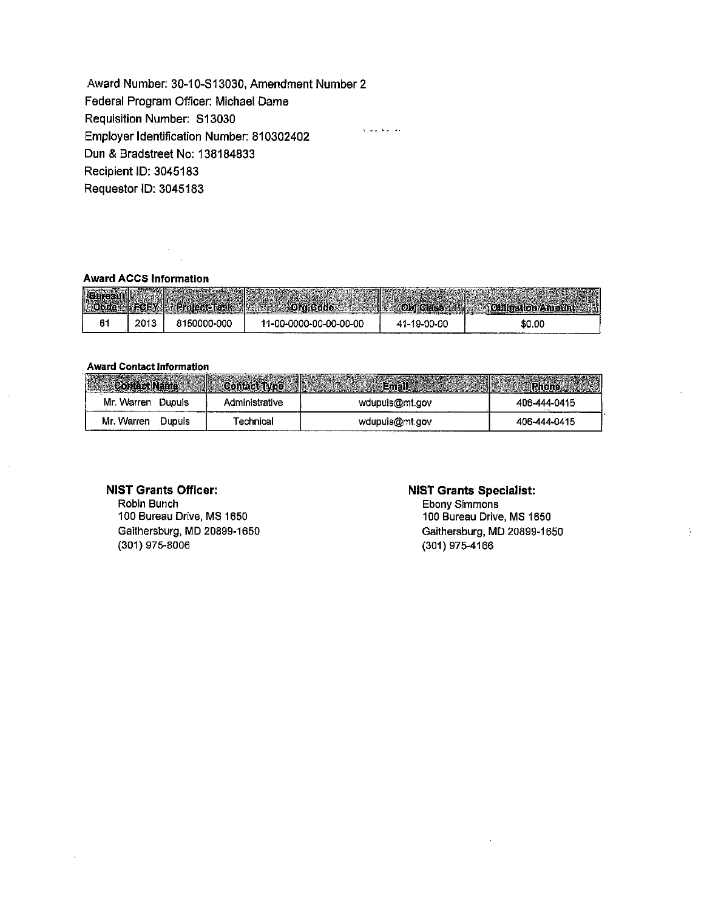Award Number: 30-10-S13030, Amendment Number 2
Federal Program Officer: Michael Dame
Requisition Number: S13030
Employer Identification Number: 810302402
Dun & Bradstreet No: 138184833
Recipient ID: 3045183
Requestor ID: 3045183

**Award ACCS Information**

| Bureau Code | FCFY | Project-Task | Org Code | Obj Class | Obligation Amount |
|---|---|---|---|---|---|
| 61 | 2013 | 8150000-000 | 11-00-0000-00-00-00-00 | 41-19-00-00 | $0.00 |

**Award Contact Information**

| Contact Name | Contact Type | Email | Phone |
|---|---|---|---|
| Mr. Warren Dupuis | Administrative | wdupuis@mt.gov | 406-444-0415 |
| Mr. Warren Dupuis | Technical | wdupuis@mt.gov | 406-444-0415 |

**NIST Grants Officer:**
Robin Bunch
100 Bureau Drive, MS 1650
Gaithersburg, MD 20899-1650
(301) 975-8006

**NIST Grants Specialist:**
Ebony Simmons
100 Bureau Drive, MS 1650
Gaithersburg, MD 20899-1650
(301) 975-4166